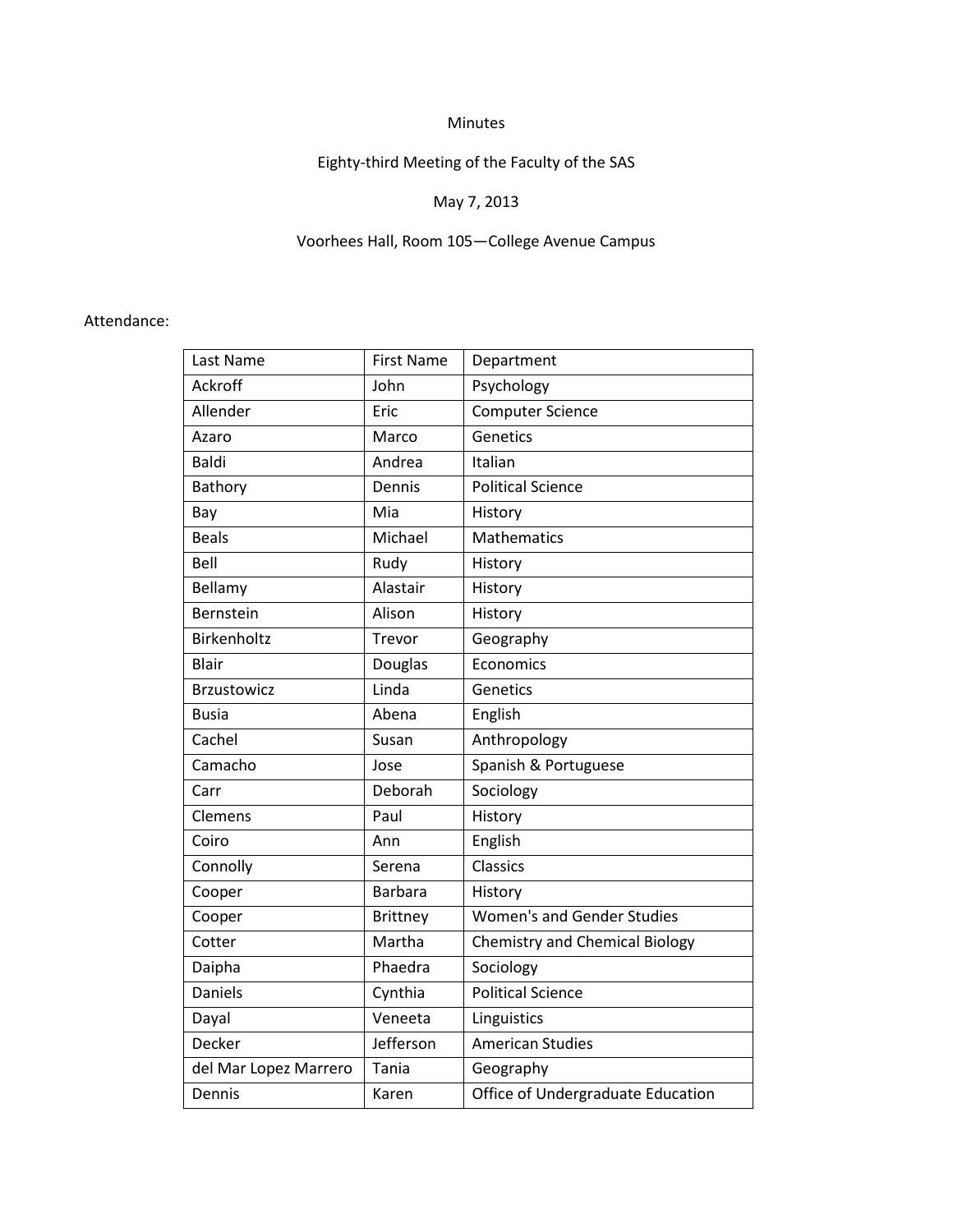# Minutes

## Eighty-third Meeting of the Faculty of the SAS

May 7, 2013

Voorhees Hall, Room 105—College Avenue Campus

Attendance:

| Last Name | First Name | Department |
|---|---|---|
| Ackroff | John | Psychology |
| Allender | Eric | Computer Science |
| Azaro | Marco | Genetics |
| Baldi | Andrea | Italian |
| Bathory | Dennis | Political Science |
| Bay | Mia | History |
| Beals | Michael | Mathematics |
| Bell | Rudy | History |
| Bellamy | Alastair | History |
| Bernstein | Alison | History |
| Birkenholtz | Trevor | Geography |
| Blair | Douglas | Economics |
| Brzustowicz | Linda | Genetics |
| Busia | Abena | English |
| Cachel | Susan | Anthropology |
| Camacho | Jose | Spanish & Portuguese |
| Carr | Deborah | Sociology |
| Clemens | Paul | History |
| Coiro | Ann | English |
| Connolly | Serena | Classics |
| Cooper | Barbara | History |
| Cooper | Brittney | Women's and Gender Studies |
| Cotter | Martha | Chemistry and Chemical Biology |
| Daipha | Phaedra | Sociology |
| Daniels | Cynthia | Political Science |
| Dayal | Veneeta | Linguistics |
| Decker | Jefferson | American Studies |
| del Mar Lopez Marrero | Tania | Geography |
| Dennis | Karen | Office of Undergraduate Education |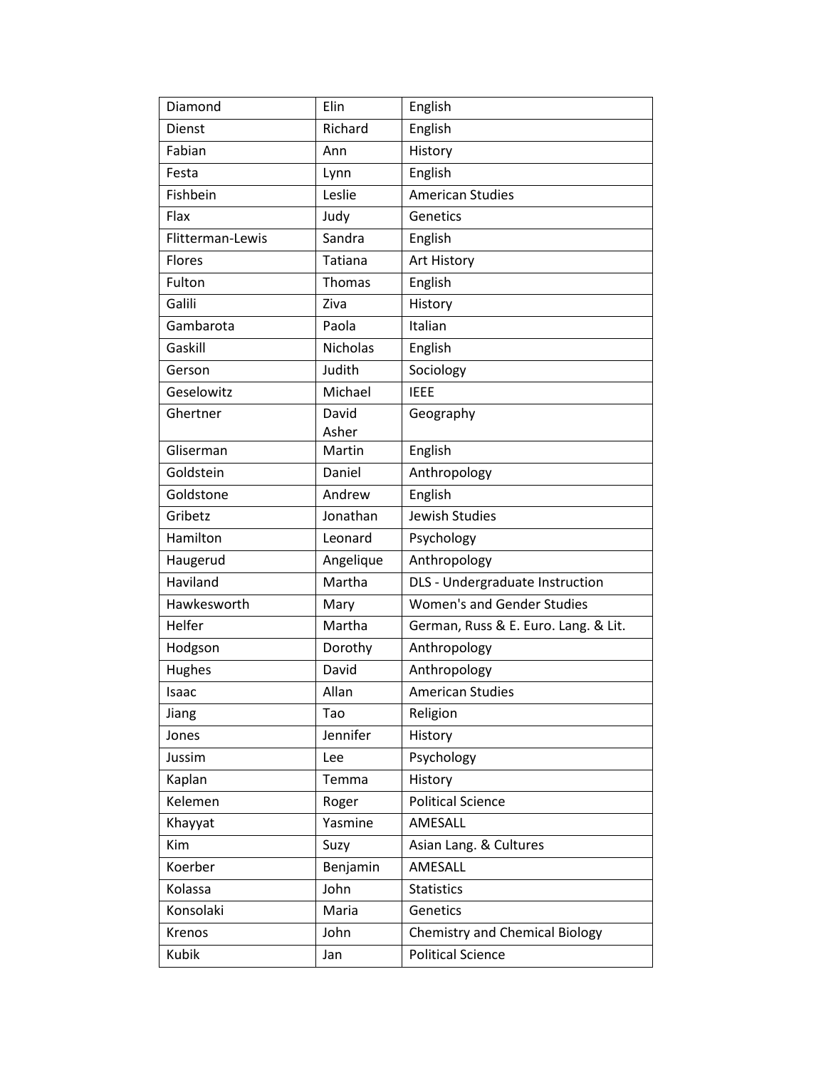| Diamond | Elin | English |
|---|---|---|
| Dienst | Richard | English |
| Fabian | Ann | History |
| Festa | Lynn | English |
| Fishbein | Leslie | American Studies |
| Flax | Judy | Genetics |
| Flitterman-Lewis | Sandra | English |
| Flores | Tatiana | Art History |
| Fulton | Thomas | English |
| Galili | Ziva | History |
| Gambarota | Paola | Italian |
| Gaskill | Nicholas | English |
| Gerson | Judith | Sociology |
| Geselowitz | Michael | IEEE |
| Ghertner | David Asher | Geography |
| Gliserman | Martin | English |
| Goldstein | Daniel | Anthropology |
| Goldstone | Andrew | English |
| Gribetz | Jonathan | Jewish Studies |
| Hamilton | Leonard | Psychology |
| Haugerud | Angelique | Anthropology |
| Haviland | Martha | DLS - Undergraduate Instruction |
| Hawkesworth | Mary | Women's and Gender Studies |
| Helfer | Martha | German, Russ & E. Euro. Lang. & Lit. |
| Hodgson | Dorothy | Anthropology |
| Hughes | David | Anthropology |
| Isaac | Allan | American Studies |
| Jiang | Tao | Religion |
| Jones | Jennifer | History |
| Jussim | Lee | Psychology |
| Kaplan | Temma | History |
| Kelemen | Roger | Political Science |
| Khayyat | Yasmine | AMESALL |
| Kim | Suzy | Asian Lang. & Cultures |
| Koerber | Benjamin | AMESALL |
| Kolassa | John | Statistics |
| Konsolaki | Maria | Genetics |
| Krenos | John | Chemistry and Chemical Biology |
| Kubik | Jan | Political Science |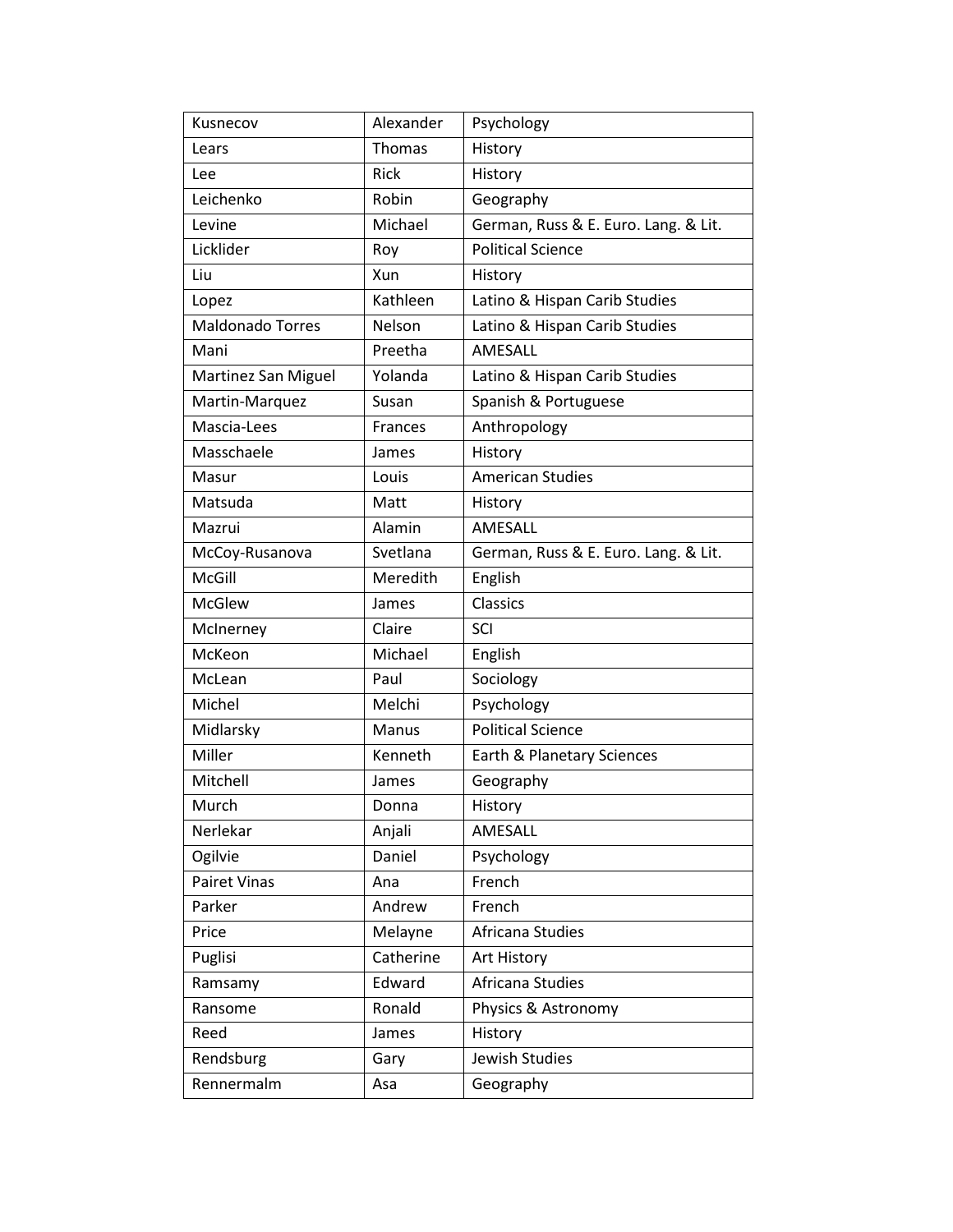| Kusnecov | Alexander | Psychology |
|---|---|---|
| Lears | Thomas | History |
| Lee | Rick | History |
| Leichenko | Robin | Geography |
| Levine | Michael | German, Russ & E. Euro. Lang. & Lit. |
| Licklider | Roy | Political Science |
| Liu | Xun | History |
| Lopez | Kathleen | Latino & Hispan Carib Studies |
| Maldonado Torres | Nelson | Latino & Hispan Carib Studies |
| Mani | Preetha | AMESALL |
| Martinez San Miguel | Yolanda | Latino & Hispan Carib Studies |
| Martin-Marquez | Susan | Spanish & Portuguese |
| Mascia-Lees | Frances | Anthropology |
| Masschaele | James | History |
| Masur | Louis | American Studies |
| Matsuda | Matt | History |
| Mazrui | Alamin | AMESALL |
| McCoy-Rusanova | Svetlana | German, Russ & E. Euro. Lang. & Lit. |
| McGill | Meredith | English |
| McGlew | James | Classics |
| McInerney | Claire | SCI |
| McKeon | Michael | English |
| McLean | Paul | Sociology |
| Michel | Melchi | Psychology |
| Midlarsky | Manus | Political Science |
| Miller | Kenneth | Earth & Planetary Sciences |
| Mitchell | James | Geography |
| Murch | Donna | History |
| Nerlekar | Anjali | AMESALL |
| Ogilvie | Daniel | Psychology |
| Pairet Vinas | Ana | French |
| Parker | Andrew | French |
| Price | Melayne | Africana Studies |
| Puglisi | Catherine | Art History |
| Ramsamy | Edward | Africana Studies |
| Ransome | Ronald | Physics & Astronomy |
| Reed | James | History |
| Rendsburg | Gary | Jewish Studies |
| Rennermalm | Asa | Geography |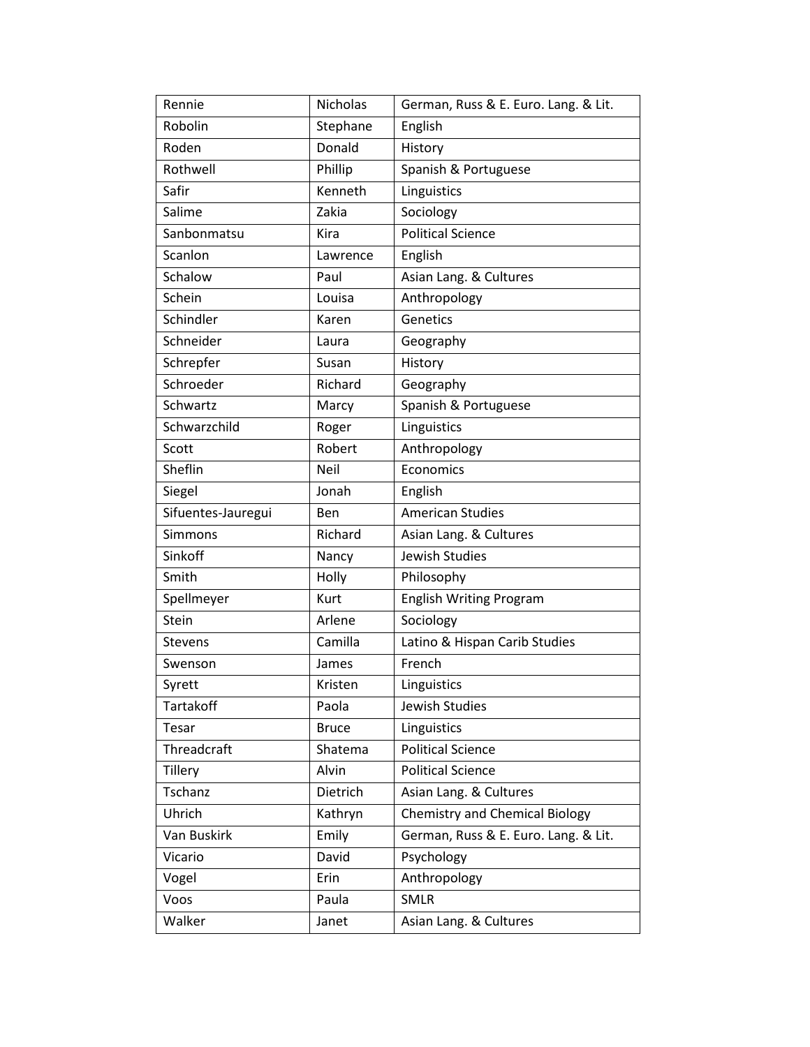| Rennie | Nicholas | German, Russ & E. Euro. Lang. & Lit. |
|---|---|---|
| Robolin | Stephane | English |
| Roden | Donald | History |
| Rothwell | Phillip | Spanish & Portuguese |
| Safir | Kenneth | Linguistics |
| Salime | Zakia | Sociology |
| Sanbonmatsu | Kira | Political Science |
| Scanlon | Lawrence | English |
| Schalow | Paul | Asian Lang. & Cultures |
| Schein | Louisa | Anthropology |
| Schindler | Karen | Genetics |
| Schneider | Laura | Geography |
| Schrepfer | Susan | History |
| Schroeder | Richard | Geography |
| Schwartz | Marcy | Spanish & Portuguese |
| Schwarzchild | Roger | Linguistics |
| Scott | Robert | Anthropology |
| Sheflin | Neil | Economics |
| Siegel | Jonah | English |
| Sifuentes-Jauregui | Ben | American Studies |
| Simmons | Richard | Asian Lang. & Cultures |
| Sinkoff | Nancy | Jewish Studies |
| Smith | Holly | Philosophy |
| Spellmeyer | Kurt | English Writing Program |
| Stein | Arlene | Sociology |
| Stevens | Camilla | Latino & Hispan Carib Studies |
| Swenson | James | French |
| Syrett | Kristen | Linguistics |
| Tartakoff | Paola | Jewish Studies |
| Tesar | Bruce | Linguistics |
| Threadcraft | Shatema | Political Science |
| Tillery | Alvin | Political Science |
| Tschanz | Dietrich | Asian Lang. & Cultures |
| Uhrich | Kathryn | Chemistry and Chemical Biology |
| Van Buskirk | Emily | German, Russ & E. Euro. Lang. & Lit. |
| Vicario | David | Psychology |
| Vogel | Erin | Anthropology |
| Voos | Paula | SMLR |
| Walker | Janet | Asian Lang. & Cultures |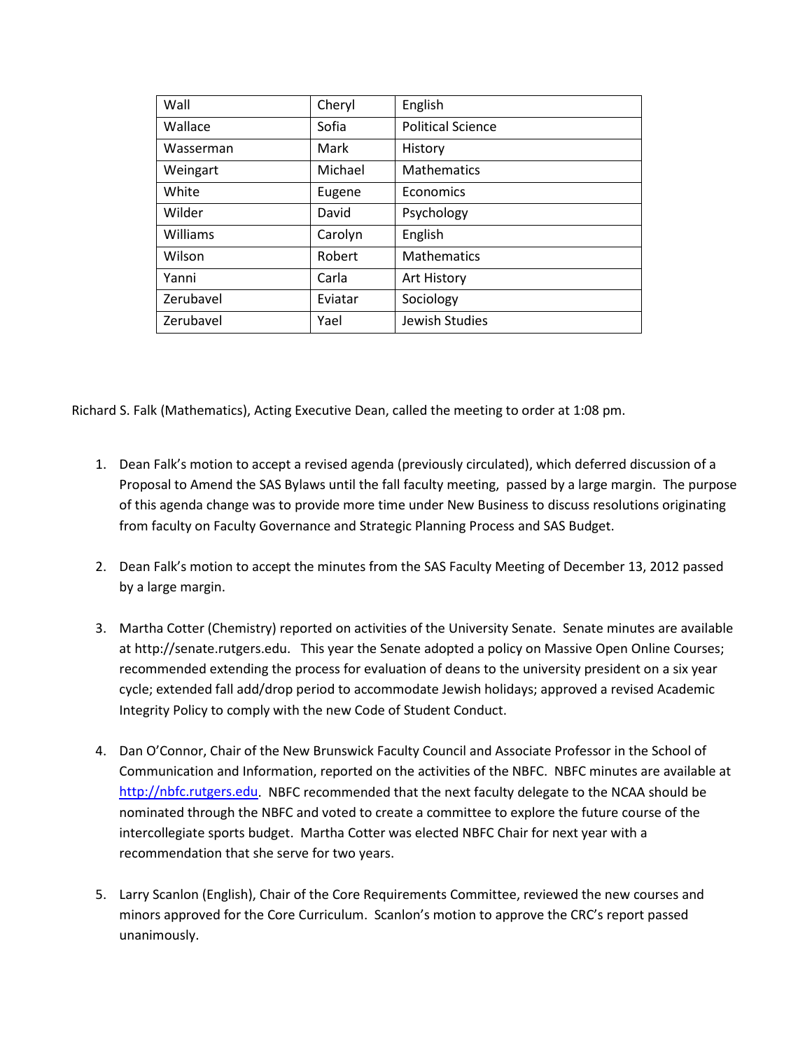| Wall | Cheryl | English |
|---|---|---|
| Wallace | Sofia | Political Science |
| Wasserman | Mark | History |
| Weingart | Michael | Mathematics |
| White | Eugene | Economics |
| Wilder | David | Psychology |
| Williams | Carolyn | English |
| Wilson | Robert | Mathematics |
| Yanni | Carla | Art History |
| Zerubavel | Eviatar | Sociology |
| Zerubavel | Yael | Jewish Studies |

Richard S. Falk (Mathematics), Acting Executive Dean, called the meeting to order at 1:08 pm.

1. Dean Falk's motion to accept a revised agenda (previously circulated), which deferred discussion of a Proposal to Amend the SAS Bylaws until the fall faculty meeting, passed by a large margin. The purpose of this agenda change was to provide more time under New Business to discuss resolutions originating from faculty on Faculty Governance and Strategic Planning Process and SAS Budget.

2. Dean Falk's motion to accept the minutes from the SAS Faculty Meeting of December 13, 2012 passed by a large margin.

3. Martha Cotter (Chemistry) reported on activities of the University Senate. Senate minutes are available at http://senate.rutgers.edu. This year the Senate adopted a policy on Massive Open Online Courses; recommended extending the process for evaluation of deans to the university president on a six year cycle; extended fall add/drop period to accommodate Jewish holidays; approved a revised Academic Integrity Policy to comply with the new Code of Student Conduct.

4. Dan O'Connor, Chair of the New Brunswick Faculty Council and Associate Professor in the School of Communication and Information, reported on the activities of the NBFC. NBFC minutes are available at [http://nbfc.rutgers.edu](http://nbfc.rutgers.edu). NBFC recommended that the next faculty delegate to the NCAA should be nominated through the NBFC and voted to create a committee to explore the future course of the intercollegiate sports budget. Martha Cotter was elected NBFC Chair for next year with a recommendation that she serve for two years.

5. Larry Scanlon (English), Chair of the Core Requirements Committee, reviewed the new courses and minors approved for the Core Curriculum. Scanlon's motion to approve the CRC's report passed unanimously.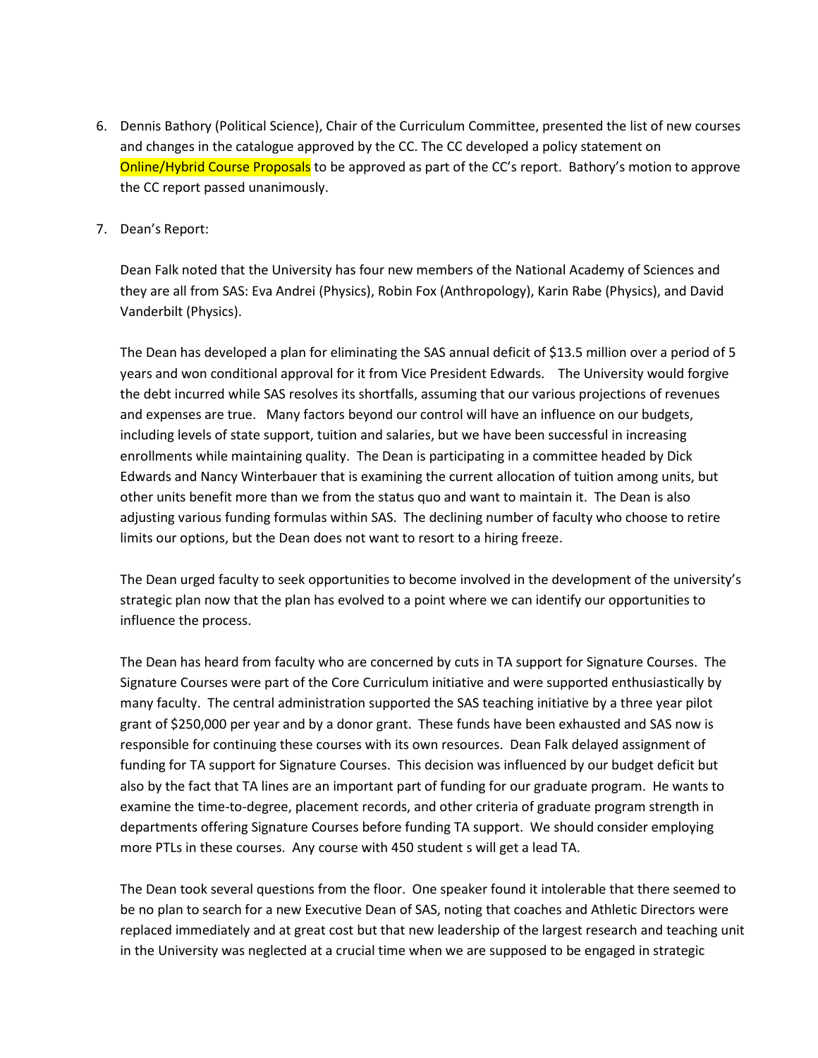6. Dennis Bathory (Political Science), Chair of the Curriculum Committee, presented the list of new courses and changes in the catalogue approved by the CC. The CC developed a policy statement on Online/Hybrid Course Proposals to be approved as part of the CC's report. Bathory's motion to approve the CC report passed unanimously.

7. Dean's Report:

   Dean Falk noted that the University has four new members of the National Academy of Sciences and they are all from SAS: Eva Andrei (Physics), Robin Fox (Anthropology), Karin Rabe (Physics), and David Vanderbilt (Physics).

   The Dean has developed a plan for eliminating the SAS annual deficit of $13.5 million over a period of 5 years and won conditional approval for it from Vice President Edwards. The University would forgive the debt incurred while SAS resolves its shortfalls, assuming that our various projections of revenues and expenses are true. Many factors beyond our control will have an influence on our budgets, including levels of state support, tuition and salaries, but we have been successful in increasing enrollments while maintaining quality. The Dean is participating in a committee headed by Dick Edwards and Nancy Winterbauer that is examining the current allocation of tuition among units, but other units benefit more than we from the status quo and want to maintain it. The Dean is also adjusting various funding formulas within SAS. The declining number of faculty who choose to retire limits our options, but the Dean does not want to resort to a hiring freeze.

   The Dean urged faculty to seek opportunities to become involved in the development of the university's strategic plan now that the plan has evolved to a point where we can identify our opportunities to influence the process.

   The Dean has heard from faculty who are concerned by cuts in TA support for Signature Courses. The Signature Courses were part of the Core Curriculum initiative and were supported enthusiastically by many faculty. The central administration supported the SAS teaching initiative by a three year pilot grant of $250,000 per year and by a donor grant. These funds have been exhausted and SAS now is responsible for continuing these courses with its own resources. Dean Falk delayed assignment of funding for TA support for Signature Courses. This decision was influenced by our budget deficit but also by the fact that TA lines are an important part of funding for our graduate program. He wants to examine the time-to-degree, placement records, and other criteria of graduate program strength in departments offering Signature Courses before funding TA support. We should consider employing more PTLs in these courses. Any course with 450 student s will get a lead TA.

   The Dean took several questions from the floor. One speaker found it intolerable that there seemed to be no plan to search for a new Executive Dean of SAS, noting that coaches and Athletic Directors were replaced immediately and at great cost but that new leadership of the largest research and teaching unit in the University was neglected at a crucial time when we are supposed to be engaged in strategic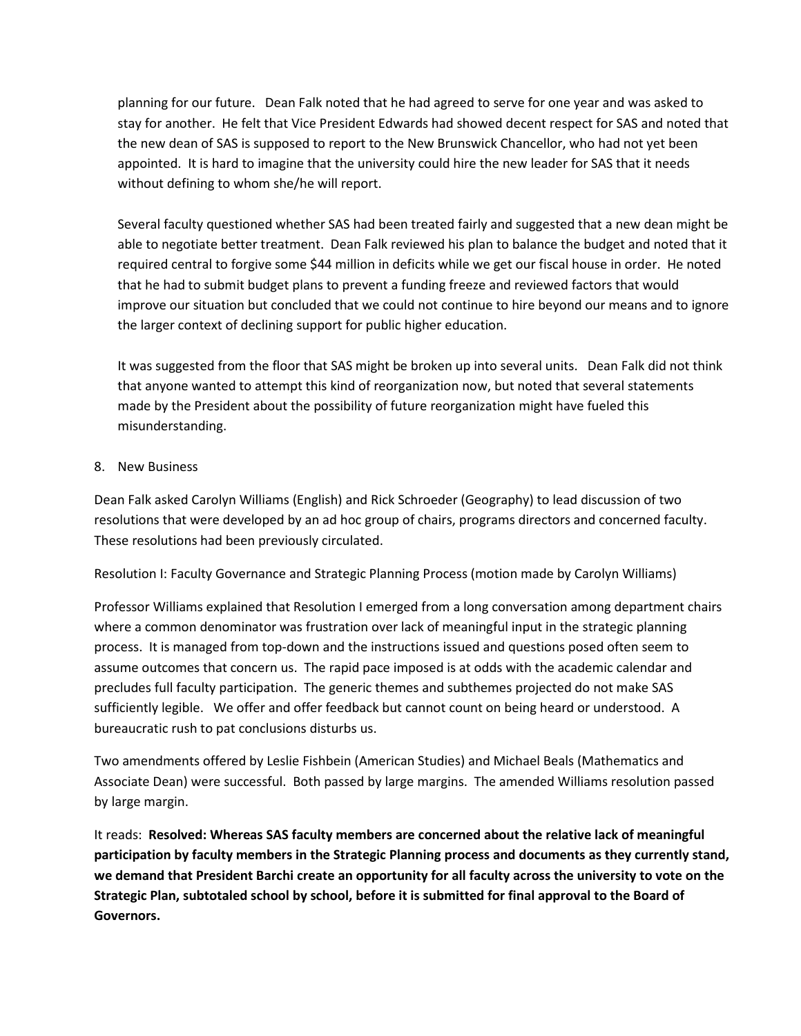planning for our future. Dean Falk noted that he had agreed to serve for one year and was asked to stay for another. He felt that Vice President Edwards had showed decent respect for SAS and noted that the new dean of SAS is supposed to report to the New Brunswick Chancellor, who had not yet been appointed. It is hard to imagine that the university could hire the new leader for SAS that it needs without defining to whom she/he will report.

Several faculty questioned whether SAS had been treated fairly and suggested that a new dean might be able to negotiate better treatment. Dean Falk reviewed his plan to balance the budget and noted that it required central to forgive some $44 million in deficits while we get our fiscal house in order. He noted that he had to submit budget plans to prevent a funding freeze and reviewed factors that would improve our situation but concluded that we could not continue to hire beyond our means and to ignore the larger context of declining support for public higher education.

It was suggested from the floor that SAS might be broken up into several units. Dean Falk did not think that anyone wanted to attempt this kind of reorganization now, but noted that several statements made by the President about the possibility of future reorganization might have fueled this misunderstanding.

8. New Business

Dean Falk asked Carolyn Williams (English) and Rick Schroeder (Geography) to lead discussion of two resolutions that were developed by an ad hoc group of chairs, programs directors and concerned faculty. These resolutions had been previously circulated.

Resolution I: Faculty Governance and Strategic Planning Process (motion made by Carolyn Williams)

Professor Williams explained that Resolution I emerged from a long conversation among department chairs where a common denominator was frustration over lack of meaningful input in the strategic planning process. It is managed from top-down and the instructions issued and questions posed often seem to assume outcomes that concern us. The rapid pace imposed is at odds with the academic calendar and precludes full faculty participation. The generic themes and subthemes projected do not make SAS sufficiently legible. We offer and offer feedback but cannot count on being heard or understood. A bureaucratic rush to pat conclusions disturbs us.

Two amendments offered by Leslie Fishbein (American Studies) and Michael Beals (Mathematics and Associate Dean) were successful. Both passed by large margins. The amended Williams resolution passed by large margin.

It reads: **Resolved: Whereas SAS faculty members are concerned about the relative lack of meaningful participation by faculty members in the Strategic Planning process and documents as they currently stand, we demand that President Barchi create an opportunity for all faculty across the university to vote on the Strategic Plan, subtotaled school by school, before it is submitted for final approval to the Board of Governors.**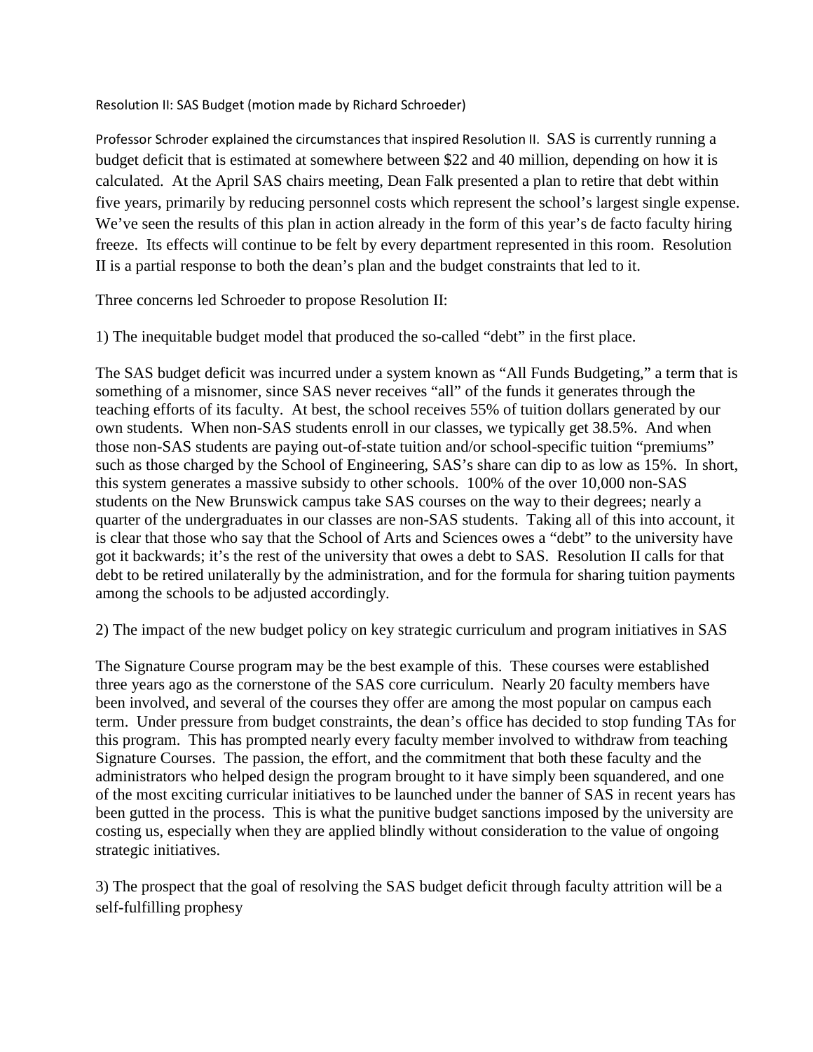Resolution II: SAS Budget (motion made by Richard Schroeder)

Professor Schroder explained the circumstances that inspired Resolution II. SAS is currently running a budget deficit that is estimated at somewhere between $22 and 40 million, depending on how it is calculated. At the April SAS chairs meeting, Dean Falk presented a plan to retire that debt within five years, primarily by reducing personnel costs which represent the school's largest single expense. We've seen the results of this plan in action already in the form of this year's de facto faculty hiring freeze. Its effects will continue to be felt by every department represented in this room. Resolution II is a partial response to both the dean's plan and the budget constraints that led to it.

Three concerns led Schroeder to propose Resolution II:

1) The inequitable budget model that produced the so-called "debt" in the first place.

The SAS budget deficit was incurred under a system known as "All Funds Budgeting," a term that is something of a misnomer, since SAS never receives "all" of the funds it generates through the teaching efforts of its faculty. At best, the school receives 55% of tuition dollars generated by our own students. When non-SAS students enroll in our classes, we typically get 38.5%. And when those non-SAS students are paying out-of-state tuition and/or school-specific tuition "premiums" such as those charged by the School of Engineering, SAS's share can dip to as low as 15%. In short, this system generates a massive subsidy to other schools. 100% of the over 10,000 non-SAS students on the New Brunswick campus take SAS courses on the way to their degrees; nearly a quarter of the undergraduates in our classes are non-SAS students. Taking all of this into account, it is clear that those who say that the School of Arts and Sciences owes a "debt" to the university have got it backwards; it's the rest of the university that owes a debt to SAS. Resolution II calls for that debt to be retired unilaterally by the administration, and for the formula for sharing tuition payments among the schools to be adjusted accordingly.

2) The impact of the new budget policy on key strategic curriculum and program initiatives in SAS

The Signature Course program may be the best example of this. These courses were established three years ago as the cornerstone of the SAS core curriculum. Nearly 20 faculty members have been involved, and several of the courses they offer are among the most popular on campus each term. Under pressure from budget constraints, the dean's office has decided to stop funding TAs for this program. This has prompted nearly every faculty member involved to withdraw from teaching Signature Courses. The passion, the effort, and the commitment that both these faculty and the administrators who helped design the program brought to it have simply been squandered, and one of the most exciting curricular initiatives to be launched under the banner of SAS in recent years has been gutted in the process. This is what the punitive budget sanctions imposed by the university are costing us, especially when they are applied blindly without consideration to the value of ongoing strategic initiatives.

3) The prospect that the goal of resolving the SAS budget deficit through faculty attrition will be a self-fulfilling prophesy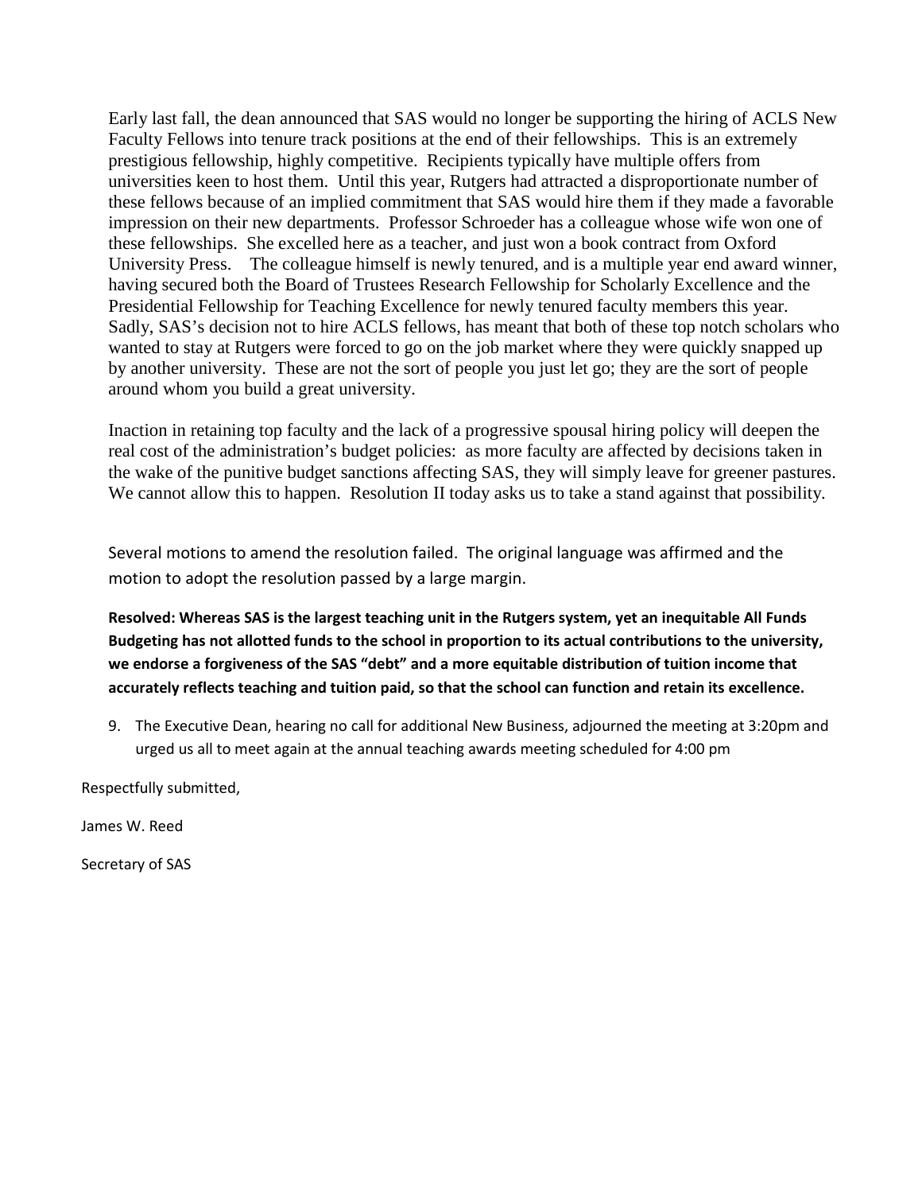Early last fall, the dean announced that SAS would no longer be supporting the hiring of ACLS New Faculty Fellows into tenure track positions at the end of their fellowships. This is an extremely prestigious fellowship, highly competitive. Recipients typically have multiple offers from universities keen to host them. Until this year, Rutgers had attracted a disproportionate number of these fellows because of an implied commitment that SAS would hire them if they made a favorable impression on their new departments. Professor Schroeder has a colleague whose wife won one of these fellowships. She excelled here as a teacher, and just won a book contract from Oxford University Press. The colleague himself is newly tenured, and is a multiple year end award winner, having secured both the Board of Trustees Research Fellowship for Scholarly Excellence and the Presidential Fellowship for Teaching Excellence for newly tenured faculty members this year. Sadly, SAS's decision not to hire ACLS fellows, has meant that both of these top notch scholars who wanted to stay at Rutgers were forced to go on the job market where they were quickly snapped up by another university. These are not the sort of people you just let go; they are the sort of people around whom you build a great university.

Inaction in retaining top faculty and the lack of a progressive spousal hiring policy will deepen the real cost of the administration's budget policies: as more faculty are affected by decisions taken in the wake of the punitive budget sanctions affecting SAS, they will simply leave for greener pastures. We cannot allow this to happen. Resolution II today asks us to take a stand against that possibility.

Several motions to amend the resolution failed. The original language was affirmed and the motion to adopt the resolution passed by a large margin.

**Resolved: Whereas SAS is the largest teaching unit in the Rutgers system, yet an inequitable All Funds Budgeting has not allotted funds to the school in proportion to its actual contributions to the university, we endorse a forgiveness of the SAS "debt" and a more equitable distribution of tuition income that accurately reflects teaching and tuition paid, so that the school can function and retain its excellence.**

9. The Executive Dean, hearing no call for additional New Business, adjourned the meeting at 3:20pm and urged us all to meet again at the annual teaching awards meeting scheduled for 4:00 pm

Respectfully submitted,

James W. Reed

Secretary of SAS